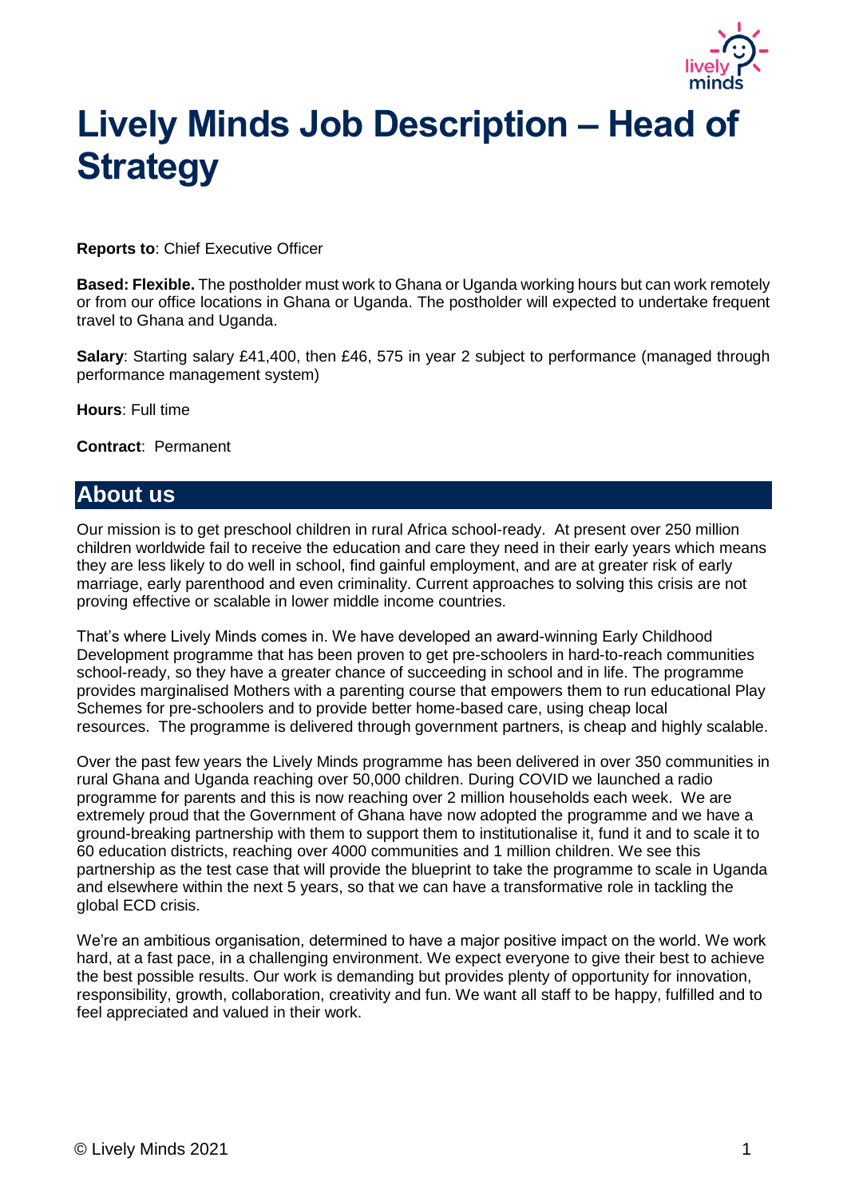# Lively Minds Job Description – Head of Strategy

**Reports to**: Chief Executive Officer

**Based: Flexible.** The postholder must work to Ghana or Uganda working hours but can work remotely or from our office locations in Ghana or Uganda. The postholder will expected to undertake frequent travel to Ghana and Uganda.

**Salary**: Starting salary £41,400, then £46, 575 in year 2 subject to performance (managed through performance management system)

**Hours**: Full time

**Contract**: Permanent

## About us

Our mission is to get preschool children in rural Africa school-ready. At present over 250 million children worldwide fail to receive the education and care they need in their early years which means they are less likely to do well in school, find gainful employment, and are at greater risk of early marriage, early parenthood and even criminality. Current approaches to solving this crisis are not proving effective or scalable in lower middle income countries.

That's where Lively Minds comes in. We have developed an award-winning Early Childhood Development programme that has been proven to get pre-schoolers in hard-to-reach communities school-ready, so they have a greater chance of succeeding in school and in life. The programme provides marginalised Mothers with a parenting course that empowers them to run educational Play Schemes for pre-schoolers and to provide better home-based care, using cheap local resources. The programme is delivered through government partners, is cheap and highly scalable.

Over the past few years the Lively Minds programme has been delivered in over 350 communities in rural Ghana and Uganda reaching over 50,000 children. During COVID we launched a radio programme for parents and this is now reaching over 2 million households each week. We are extremely proud that the Government of Ghana have now adopted the programme and we have a ground-breaking partnership with them to support them to institutionalise it, fund it and to scale it to 60 education districts, reaching over 4000 communities and 1 million children. We see this partnership as the test case that will provide the blueprint to take the programme to scale in Uganda and elsewhere within the next 5 years, so that we can have a transformative role in tackling the global ECD crisis.

We're an ambitious organisation, determined to have a major positive impact on the world. We work hard, at a fast pace, in a challenging environment. We expect everyone to give their best to achieve the best possible results. Our work is demanding but provides plenty of opportunity for innovation, responsibility, growth, collaboration, creativity and fun. We want all staff to be happy, fulfilled and to feel appreciated and valued in their work.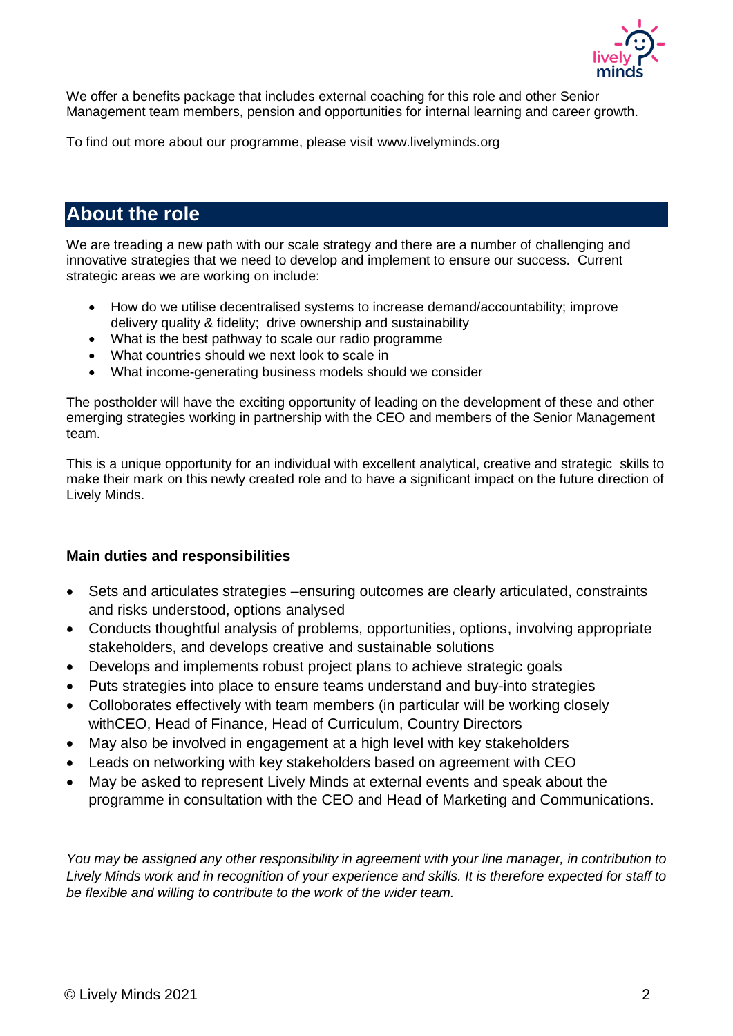We offer a benefits package that includes external coaching for this role and other Senior Management team members, pension and opportunities for internal learning and career growth.

To find out more about our programme, please visit www.livelyminds.org

## About the role

We are treading a new path with our scale strategy and there are a number of challenging and innovative strategies that we need to develop and implement to ensure our success. Current strategic areas we are working on include:

- How do we utilise decentralised systems to increase demand/accountability; improve delivery quality & fidelity; drive ownership and sustainability
- What is the best pathway to scale our radio programme
- What countries should we next look to scale in
- What income-generating business models should we consider

The postholder will have the exciting opportunity of leading on the development of these and other emerging strategies working in partnership with the CEO and members of the Senior Management team.

This is a unique opportunity for an individual with excellent analytical, creative and strategic skills to make their mark on this newly created role and to have a significant impact on the future direction of Lively Minds.

### Main duties and responsibilities

- Sets and articulates strategies –ensuring outcomes are clearly articulated, constraints and risks understood, options analysed
- Conducts thoughtful analysis of problems, opportunities, options, involving appropriate stakeholders, and develops creative and sustainable solutions
- Develops and implements robust project plans to achieve strategic goals
- Puts strategies into place to ensure teams understand and buy-into strategies
- Colloborates effectively with team members (in particular will be working closely withCEO, Head of Finance, Head of Curriculum, Country Directors
- May also be involved in engagement at a high level with key stakeholders
- Leads on networking with key stakeholders based on agreement with CEO
- May be asked to represent Lively Minds at external events and speak about the programme in consultation with the CEO and Head of Marketing and Communications.

*You may be assigned any other responsibility in agreement with your line manager, in contribution to Lively Minds work and in recognition of your experience and skills. It is therefore expected for staff to be flexible and willing to contribute to the work of the wider team.*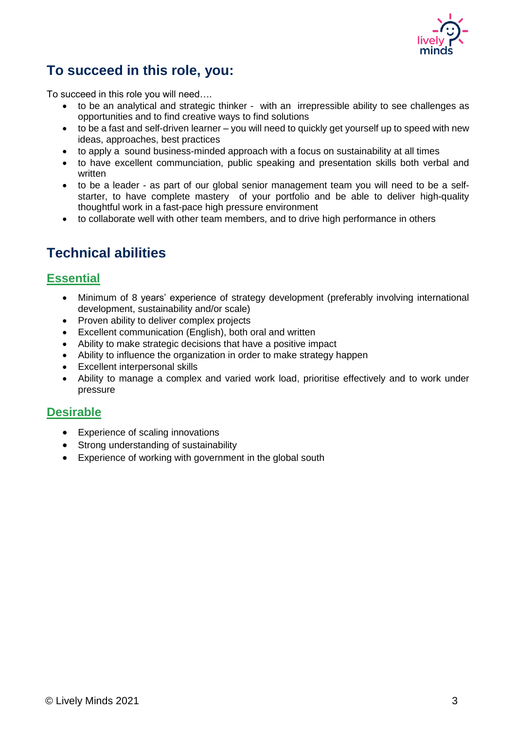## To succeed in this role, you:

To succeed in this role you will need….

- to be an analytical and strategic thinker - with an irrepressible ability to see challenges as opportunities and to find creative ways to find solutions
- to be a fast and self-driven learner – you will need to quickly get yourself up to speed with new ideas, approaches, best practices
- to apply a sound business-minded approach with a focus on sustainability at all times
- to have excellent communciation, public speaking and presentation skills both verbal and written
- to be a leader - as part of our global senior management team you will need to be a self-starter, to have complete mastery of your portfolio and be able to deliver high-quality thoughtful work in a fast-pace high pressure environment
- to collaborate well with other team members, and to drive high performance in others

## Technical abilities

### Essential

- Minimum of 8 years' experience of strategy development (preferably involving international development, sustainability and/or scale)
- Proven ability to deliver complex projects
- Excellent communication (English), both oral and written
- Ability to make strategic decisions that have a positive impact
- Ability to influence the organization in order to make strategy happen
- Excellent interpersonal skills
- Ability to manage a complex and varied work load, prioritise effectively and to work under pressure

### Desirable

- Experience of scaling innovations
- Strong understanding of sustainability
- Experience of working with government in the global south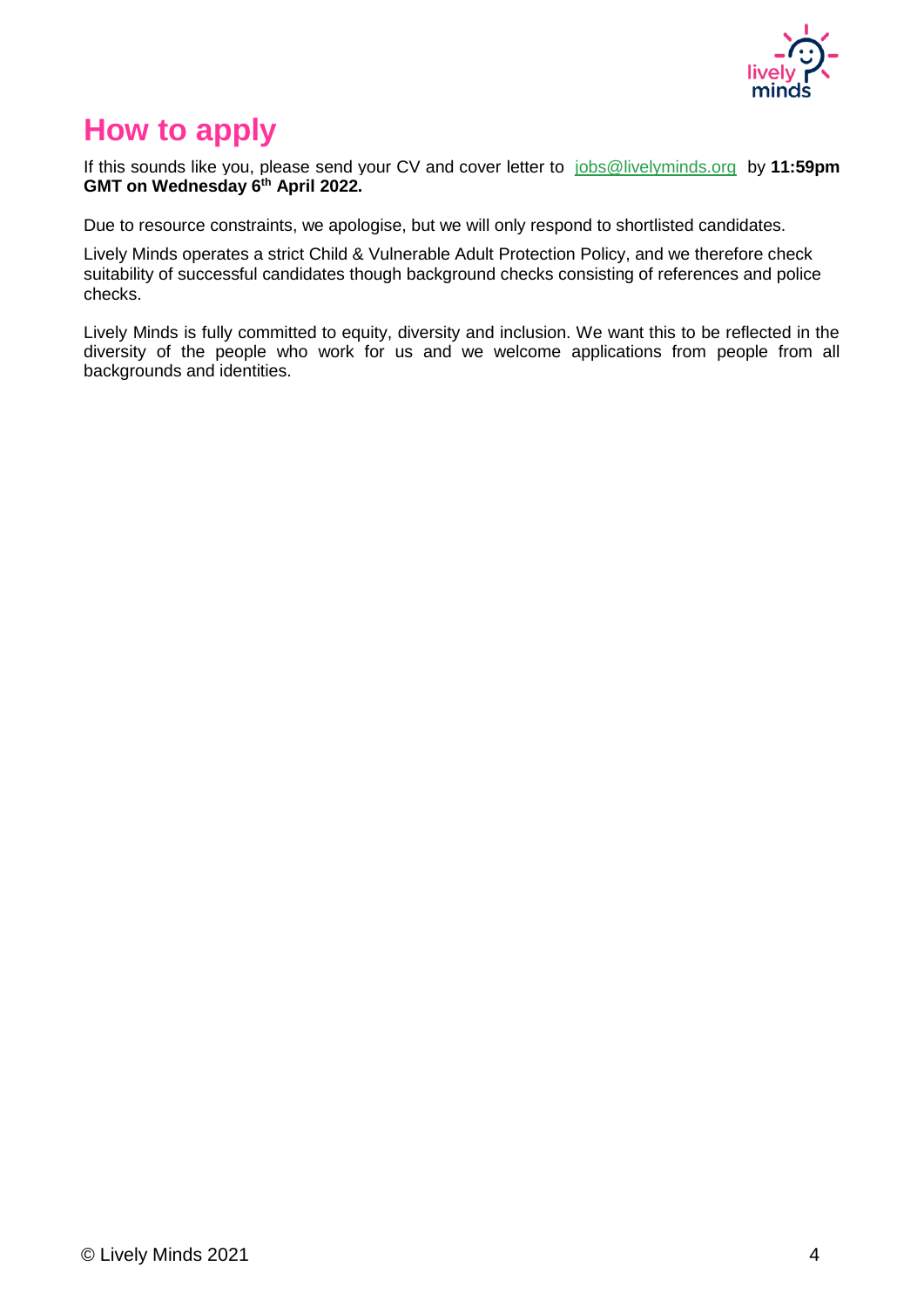# How to apply

If this sounds like you, please send your CV and cover letter to jobs@livelyminds.org by **11:59pm GMT on Wednesday 6th April 2022.**

Due to resource constraints, we apologise, but we will only respond to shortlisted candidates.

Lively Minds operates a strict Child & Vulnerable Adult Protection Policy, and we therefore check suitability of successful candidates though background checks consisting of references and police checks.

Lively Minds is fully committed to equity, diversity and inclusion. We want this to be reflected in the diversity of the people who work for us and we welcome applications from people from all backgrounds and identities.